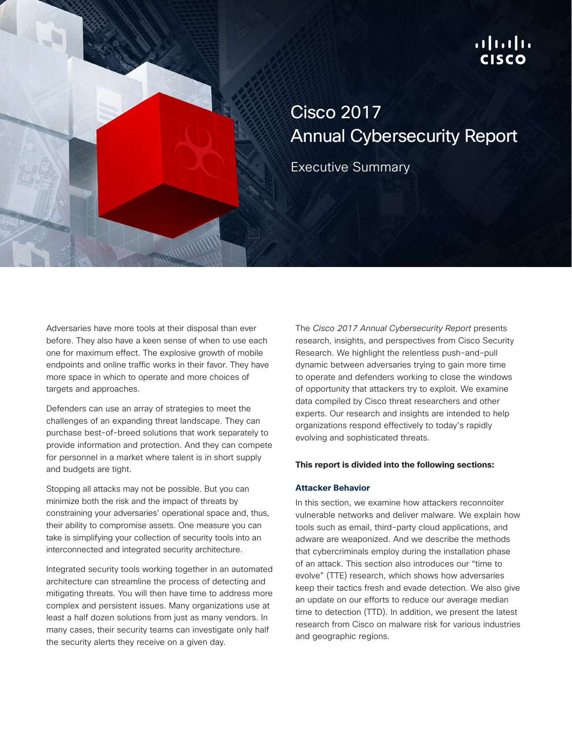# Cisco 2017 Annual Cybersecurity Report

## Executive Summary

Adversaries have more tools at their disposal than ever before. They also have a keen sense of when to use each one for maximum effect. The explosive growth of mobile endpoints and online traffic works in their favor. They have more space in which to operate and more choices of targets and approaches.

Defenders can use an array of strategies to meet the challenges of an expanding threat landscape. They can purchase best-of-breed solutions that work separately to provide information and protection. And they can compete for personnel in a market where talent is in short supply and budgets are tight.

Stopping all attacks may not be possible. But you can minimize both the risk and the impact of threats by constraining your adversaries' operational space and, thus, their ability to compromise assets. One measure you can take is simplifying your collection of security tools into an interconnected and integrated security architecture.

Integrated security tools working together in an automated architecture can streamline the process of detecting and mitigating threats. You will then have time to address more complex and persistent issues. Many organizations use at least a half dozen solutions from just as many vendors. In many cases, their security teams can investigate only half the security alerts they receive on a given day.

The *Cisco 2017 Annual Cybersecurity Report* presents research, insights, and perspectives from Cisco Security Research. We highlight the relentless push-and-pull dynamic between adversaries trying to gain more time to operate and defenders working to close the windows of opportunity that attackers try to exploit. We examine data compiled by Cisco threat researchers and other experts. Our research and insights are intended to help organizations respond effectively to today's rapidly evolving and sophisticated threats.

**This report is divided into the following sections:**

### Attacker Behavior

In this section, we examine how attackers reconnoiter vulnerable networks and deliver malware. We explain how tools such as email, third-party cloud applications, and adware are weaponized. And we describe the methods that cybercriminals employ during the installation phase of an attack. This section also introduces our "time to evolve" (TTE) research, which shows how adversaries keep their tactics fresh and evade detection. We also give an update on our efforts to reduce our average median time to detection (TTD). In addition, we present the latest research from Cisco on malware risk for various industries and geographic regions.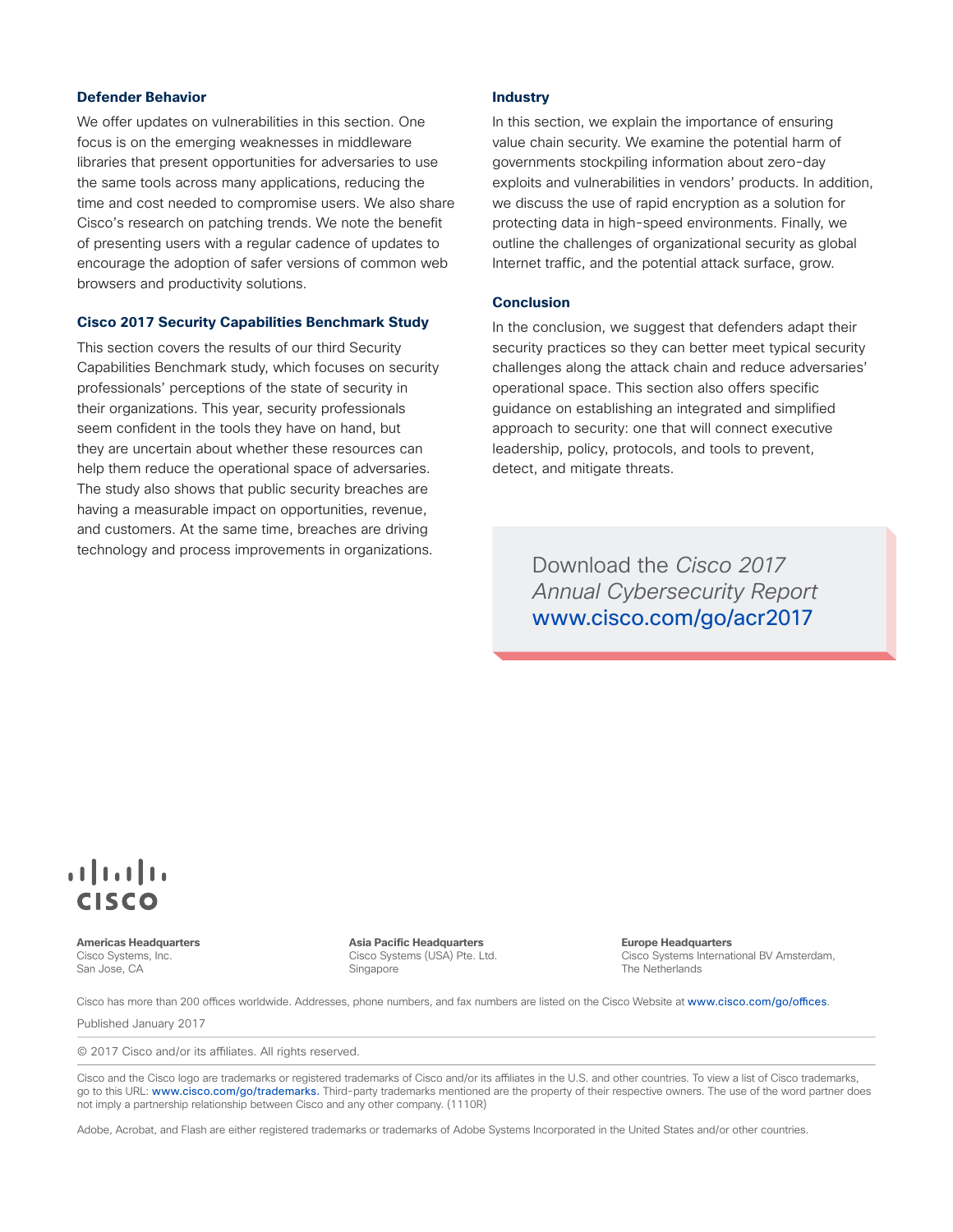### Defender Behavior

We offer updates on vulnerabilities in this section. One focus is on the emerging weaknesses in middleware libraries that present opportunities for adversaries to use the same tools across many applications, reducing the time and cost needed to compromise users. We also share Cisco's research on patching trends. We note the benefit of presenting users with a regular cadence of updates to encourage the adoption of safer versions of common web browsers and productivity solutions.

### Cisco 2017 Security Capabilities Benchmark Study

This section covers the results of our third Security Capabilities Benchmark study, which focuses on security professionals' perceptions of the state of security in their organizations. This year, security professionals seem confident in the tools they have on hand, but they are uncertain about whether these resources can help them reduce the operational space of adversaries. The study also shows that public security breaches are having a measurable impact on opportunities, revenue, and customers. At the same time, breaches are driving technology and process improvements in organizations.

### Industry

In this section, we explain the importance of ensuring value chain security. We examine the potential harm of governments stockpiling information about zero-day exploits and vulnerabilities in vendors' products. In addition, we discuss the use of rapid encryption as a solution for protecting data in high-speed environments. Finally, we outline the challenges of organizational security as global Internet traffic, and the potential attack surface, grow.

### Conclusion

In the conclusion, we suggest that defenders adapt their security practices so they can better meet typical security challenges along the attack chain and reduce adversaries' operational space. This section also offers specific guidance on establishing an integrated and simplified approach to security: one that will connect executive leadership, policy, protocols, and tools to prevent, detect, and mitigate threats.

Download the *Cisco 2017 Annual Cybersecurity Report*
www.cisco.com/go/acr2017

**Americas Headquarters**
Cisco Systems, Inc.
San Jose, CA

**Asia Pacific Headquarters**
Cisco Systems (USA) Pte. Ltd.
Singapore

**Europe Headquarters**
Cisco Systems International BV Amsterdam,
The Netherlands

Cisco has more than 200 offices worldwide. Addresses, phone numbers, and fax numbers are listed on the Cisco Website at www.cisco.com/go/offices.

Published January 2017

© 2017 Cisco and/or its affiliates. All rights reserved.

Cisco and the Cisco logo are trademarks or registered trademarks of Cisco and/or its affiliates in the U.S. and other countries. To view a list of Cisco trademarks, go to this URL: www.cisco.com/go/trademarks. Third-party trademarks mentioned are the property of their respective owners. The use of the word partner does not imply a partnership relationship between Cisco and any other company. (1110R)

Adobe, Acrobat, and Flash are either registered trademarks or trademarks of Adobe Systems Incorporated in the United States and/or other countries.